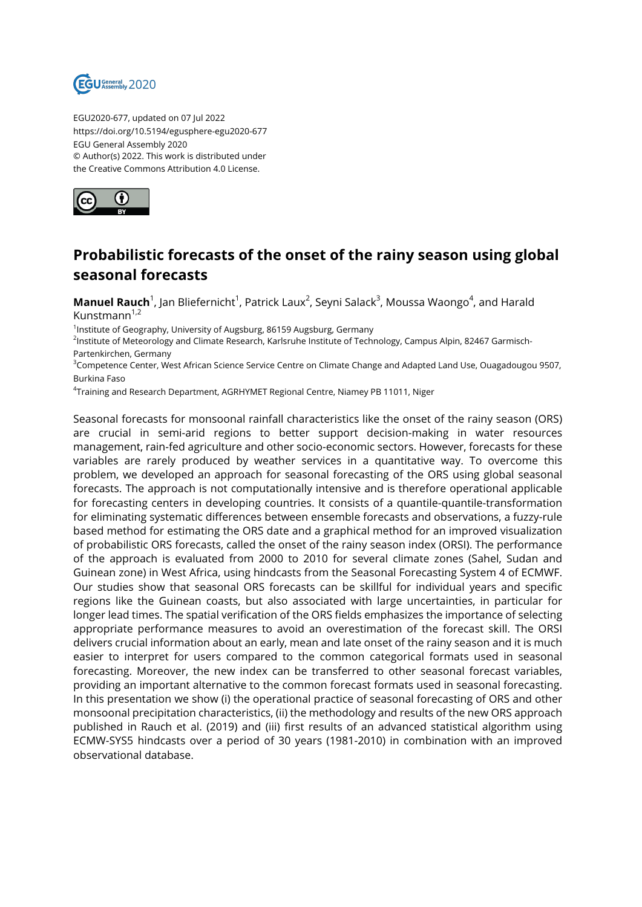EGU2020-677, updated on 07 Jul 2022
https://doi.org/10.5194/egusphere-egu2020-677
EGU General Assembly 2020
© Author(s) 2022. This work is distributed under
the Creative Commons Attribution 4.0 License.

# Probabilistic forecasts of the onset of the rainy season using global seasonal forecasts

**Manuel Rauch**[1], Jan Bliefernicht[1], Patrick Laux[2], Seyni Salack[3], Moussa Waongo[4], and Harald Kunstmann[1,2]

[1]Institute of Geography, University of Augsburg, 86159 Augsburg, Germany
[2]Institute of Meteorology and Climate Research, Karlsruhe Institute of Technology, Campus Alpin, 82467 Garmisch-Partenkirchen, Germany
[3]Competence Center, West African Science Service Centre on Climate Change and Adapted Land Use, Ouagadougou 9507, Burkina Faso
[4]Training and Research Department, AGRHYMET Regional Centre, Niamey PB 11011, Niger

Seasonal forecasts for monsoonal rainfall characteristics like the onset of the rainy season (ORS) are crucial in semi-arid regions to better support decision-making in water resources management, rain-fed agriculture and other socio-economic sectors. However, forecasts for these variables are rarely produced by weather services in a quantitative way. To overcome this problem, we developed an approach for seasonal forecasting of the ORS using global seasonal forecasts. The approach is not computationally intensive and is therefore operational applicable for forecasting centers in developing countries. It consists of a quantile-quantile-transformation for eliminating systematic differences between ensemble forecasts and observations, a fuzzy-rule based method for estimating the ORS date and a graphical method for an improved visualization of probabilistic ORS forecasts, called the onset of the rainy season index (ORSI). The performance of the approach is evaluated from 2000 to 2010 for several climate zones (Sahel, Sudan and Guinean zone) in West Africa, using hindcasts from the Seasonal Forecasting System 4 of ECMWF. Our studies show that seasonal ORS forecasts can be skillful for individual years and specific regions like the Guinean coasts, but also associated with large uncertainties, in particular for longer lead times. The spatial verification of the ORS fields emphasizes the importance of selecting appropriate performance measures to avoid an overestimation of the forecast skill. The ORSI delivers crucial information about an early, mean and late onset of the rainy season and it is much easier to interpret for users compared to the common categorical formats used in seasonal forecasting. Moreover, the new index can be transferred to other seasonal forecast variables, providing an important alternative to the common forecast formats used in seasonal forecasting. In this presentation we show (i) the operational practice of seasonal forecasting of ORS and other monsoonal precipitation characteristics, (ii) the methodology and results of the new ORS approach published in Rauch et al. (2019) and (iii) first results of an advanced statistical algorithm using ECMW-SYS5 hindcasts over a period of 30 years (1981-2010) in combination with an improved observational database.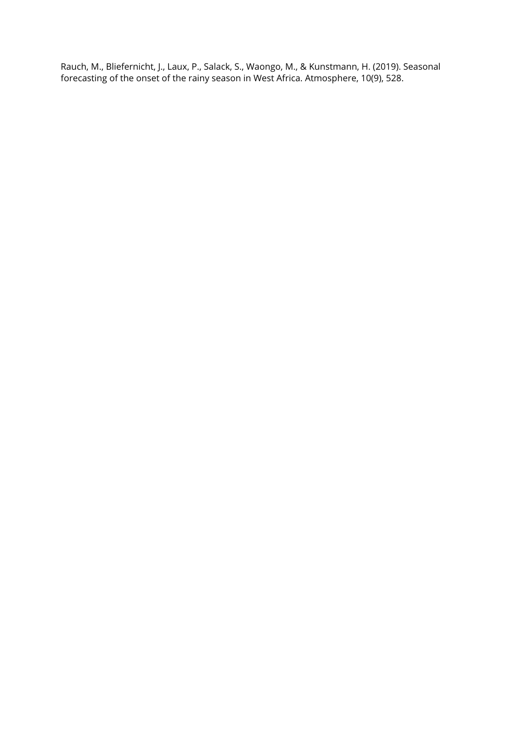Rauch, M., Bliefernicht, J., Laux, P., Salack, S., Waongo, M., & Kunstmann, H. (2019). Seasonal forecasting of the onset of the rainy season in West Africa. Atmosphere, 10(9), 528.